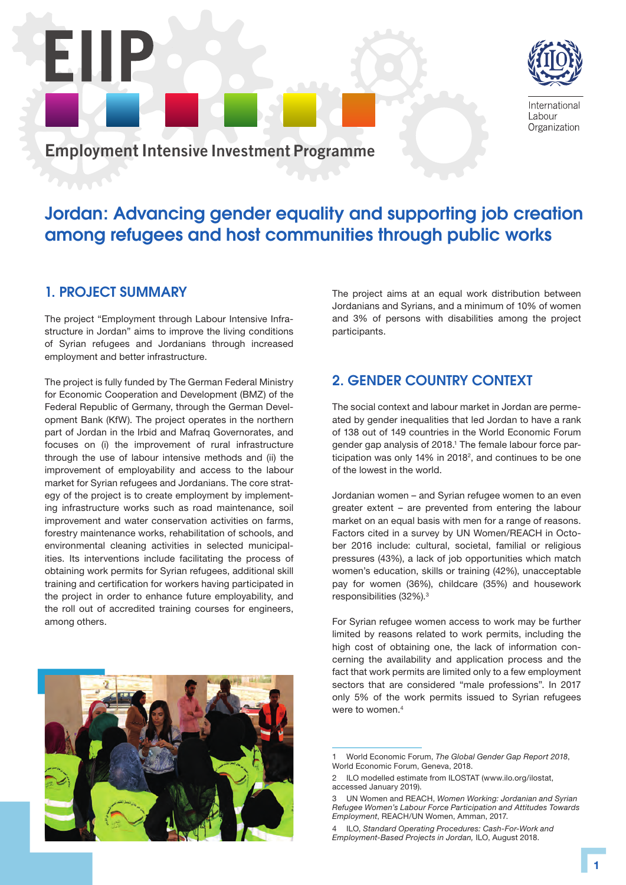# EIIP

## Employment Intensive Investment Programme

International Labour Organization

# Jordan: Advancing gender equality and supporting job creation among refugees and host communities through public works

## 1. PROJECT SUMMARY

The project "Employment through Labour Intensive Infrastructure in Jordan" aims to improve the living conditions of Syrian refugees and Jordanians through increased employment and better infrastructure.

The project is fully funded by The German Federal Ministry for Economic Cooperation and Development (BMZ) of the Federal Republic of Germany, through the German Development Bank (KfW). The project operates in the northern part of Jordan in the Irbid and Mafraq Governorates, and focuses on (i) the improvement of rural infrastructure through the use of labour intensive methods and (ii) the improvement of employability and access to the labour market for Syrian refugees and Jordanians. The core strategy of the project is to create employment by implementing infrastructure works such as road maintenance, soil improvement and water conservation activities on farms, forestry maintenance works, rehabilitation of schools, and environmental cleaning activities in selected municipalities. Its interventions include facilitating the process of obtaining work permits for Syrian refugees, additional skill training and certification for workers having participated in the project in order to enhance future employability, and the roll out of accredited training courses for engineers, among others.

The project aims at an equal work distribution between Jordanians and Syrians, and a minimum of 10% of women and 3% of persons with disabilities among the project participants.

## 2. GENDER COUNTRY CONTEXT

The social context and labour market in Jordan are permeated by gender inequalities that led Jordan to have a rank of 138 out of 149 countries in the World Economic Forum gender gap analysis of 2018.[1] The female labour force participation was only 14% in 2018[2], and continues to be one of the lowest in the world.

Jordanian women – and Syrian refugee women to an even greater extent – are prevented from entering the labour market on an equal basis with men for a range of reasons. Factors cited in a survey by UN Women/REACH in October 2016 include: cultural, societal, familial or religious pressures (43%), a lack of job opportunities which match women's education, skills or training (42%), unacceptable pay for women (36%), childcare (35%) and housework responsibilities (32%).[3]

For Syrian refugee women access to work may be further limited by reasons related to work permits, including the high cost of obtaining one, the lack of information concerning the availability and application process and the fact that work permits are limited only to a few employment sectors that are considered "male professions". In 2017 only 5% of the work permits issued to Syrian refugees were to women.[4]

---

1 World Economic Forum, *The Global Gender Gap Report 2018*, World Economic Forum, Geneva, 2018.

2 ILO modelled estimate from ILOSTAT (www.ilo.org/ilostat, accessed January 2019).

3 UN Women and REACH, *Women Working: Jordanian and Syrian Refugee Women's Labour Force Participation and Attitudes Towards Employment*, REACH/UN Women, Amman, 2017.

4 ILO, *Standard Operating Procedures: Cash-For-Work and Employment-Based Projects in Jordan,* ILO, August 2018.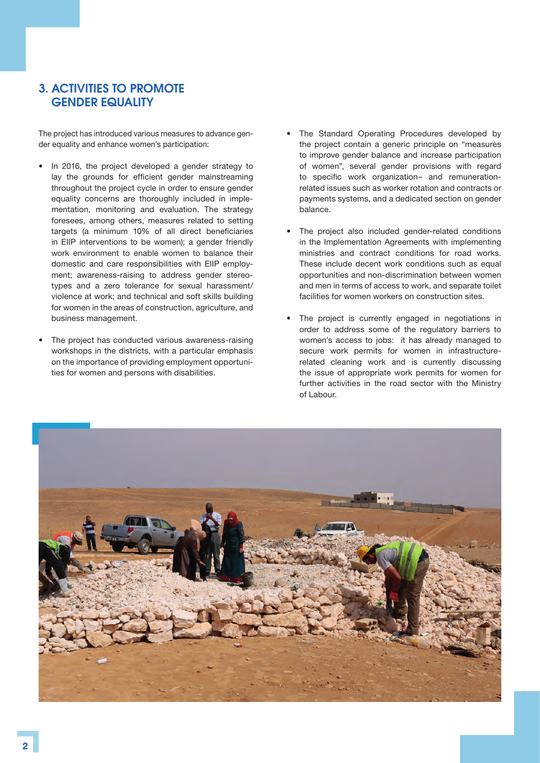## 3. ACTIVITIES TO PROMOTE GENDER EQUALITY

The project has introduced various measures to advance gender equality and enhance women's participation:

- In 2016, the project developed a gender strategy to lay the grounds for efficient gender mainstreaming throughout the project cycle in order to ensure gender equality concerns are thoroughly included in implementation, monitoring and evaluation. The strategy foresees, among others, measures related to setting targets (a minimum 10% of all direct beneficiaries in EIIP interventions to be women); a gender friendly work environment to enable women to balance their domestic and care responsibilities with EIIP employment; awareness-raising to address gender stereotypes and a zero tolerance for sexual harassment/violence at work; and technical and soft skills building for women in the areas of construction, agriculture, and business management.

- The project has conducted various awareness-raising workshops in the districts, with a particular emphasis on the importance of providing employment opportunities for women and persons with disabilities.

- The Standard Operating Procedures developed by the project contain a generic principle on "measures to improve gender balance and increase participation of women", several gender provisions with regard to specific work organization– and remuneration-related issues such as worker rotation and contracts or payments systems, and a dedicated section on gender balance.

- The project also included gender-related conditions in the Implementation Agreements with implementing ministries and contract conditions for road works. These include decent work conditions such as equal opportunities and non-discrimination between women and men in terms of access to work, and separate toilet facilities for women workers on construction sites.

- The project is currently engaged in negotiations in order to address some of the regulatory barriers to women's access to jobs: it has already managed to secure work permits for women in infrastructure-related cleaning work and is currently discussing the issue of appropriate work permits for women for further activities in the road sector with the Ministry of Labour.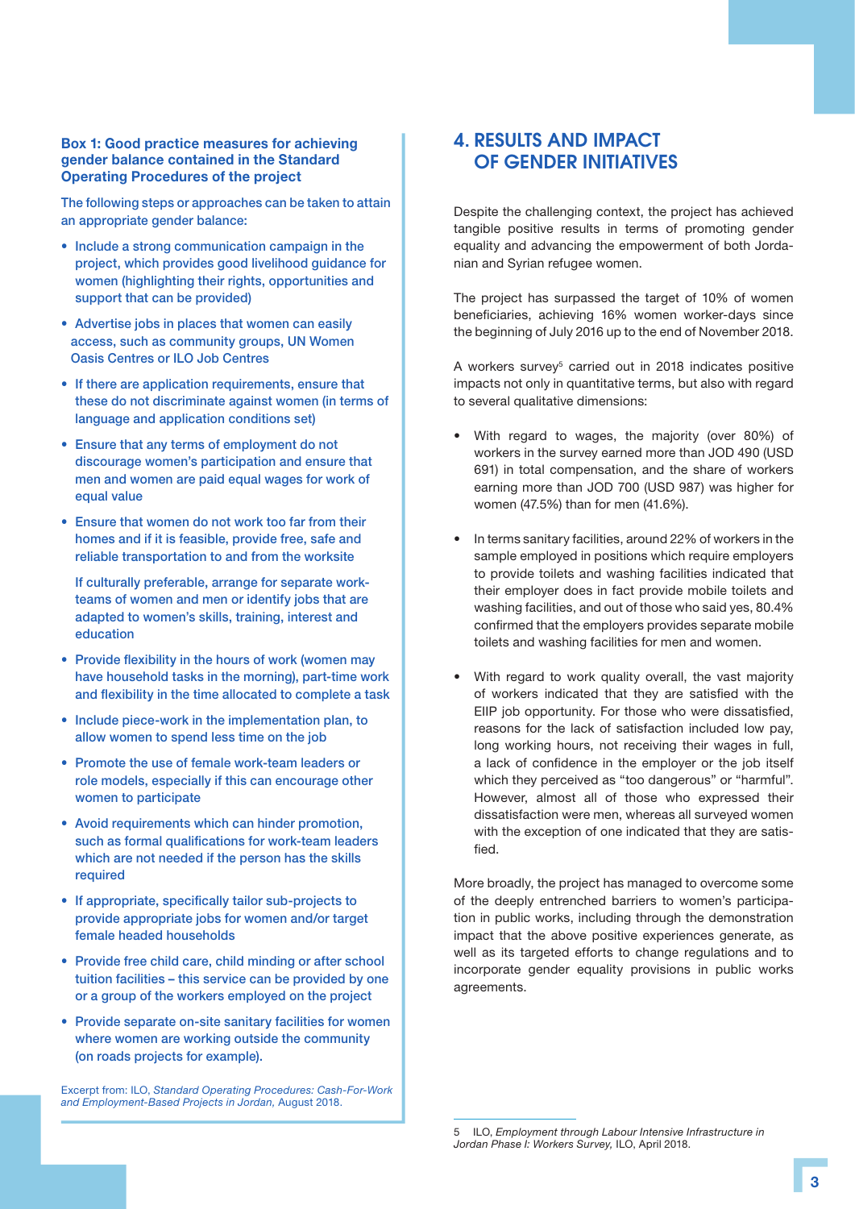**Box 1: Good practice measures for achieving gender balance contained in the Standard Operating Procedures of the project**

The following steps or approaches can be taken to attain an appropriate gender balance:

- Include a strong communication campaign in the project, which provides good livelihood guidance for women (highlighting their rights, opportunities and support that can be provided)
- Advertise jobs in places that women can easily access, such as community groups, UN Women Oasis Centres or ILO Job Centres
- If there are application requirements, ensure that these do not discriminate against women (in terms of language and application conditions set)
- Ensure that any terms of employment do not discourage women's participation and ensure that men and women are paid equal wages for work of equal value
- Ensure that women do not work too far from their homes and if it is feasible, provide free, safe and reliable transportation to and from the worksite

  If culturally preferable, arrange for separate work-teams of women and men or identify jobs that are adapted to women's skills, training, interest and education
- Provide flexibility in the hours of work (women may have household tasks in the morning), part-time work and flexibility in the time allocated to complete a task
- Include piece-work in the implementation plan, to allow women to spend less time on the job
- Promote the use of female work-team leaders or role models, especially if this can encourage other women to participate
- Avoid requirements which can hinder promotion, such as formal qualifications for work-team leaders which are not needed if the person has the skills required
- If appropriate, specifically tailor sub-projects to provide appropriate jobs for women and/or target female headed households
- Provide free child care, child minding or after school tuition facilities – this service can be provided by one or a group of the workers employed on the project
- Provide separate on-site sanitary facilities for women where women are working outside the community (on roads projects for example).

Excerpt from: ILO, *Standard Operating Procedures: Cash-For-Work and Employment-Based Projects in Jordan,* August 2018.

## 4. RESULTS AND IMPACT OF GENDER INITIATIVES

Despite the challenging context, the project has achieved tangible positive results in terms of promoting gender equality and advancing the empowerment of both Jordanian and Syrian refugee women.

The project has surpassed the target of 10% of women beneficiaries, achieving 16% women worker-days since the beginning of July 2016 up to the end of November 2018.

A workers survey[5] carried out in 2018 indicates positive impacts not only in quantitative terms, but also with regard to several qualitative dimensions:

- With regard to wages, the majority (over 80%) of workers in the survey earned more than JOD 490 (USD 691) in total compensation, and the share of workers earning more than JOD 700 (USD 987) was higher for women (47.5%) than for men (41.6%).
- In terms sanitary facilities, around 22% of workers in the sample employed in positions which require employers to provide toilets and washing facilities indicated that their employer does in fact provide mobile toilets and washing facilities, and out of those who said yes, 80.4% confirmed that the employers provides separate mobile toilets and washing facilities for men and women.
- With regard to work quality overall, the vast majority of workers indicated that they are satisfied with the EIIP job opportunity. For those who were dissatisfied, reasons for the lack of satisfaction included low pay, long working hours, not receiving their wages in full, a lack of confidence in the employer or the job itself which they perceived as "too dangerous" or "harmful". However, almost all of those who expressed their dissatisfaction were men, whereas all surveyed women with the exception of one indicated that they are satisfied.

More broadly, the project has managed to overcome some of the deeply entrenched barriers to women's participation in public works, including through the demonstration impact that the above positive experiences generate, as well as its targeted efforts to change regulations and to incorporate gender equality provisions in public works agreements.

5 ILO, *Employment through Labour Intensive Infrastructure in Jordan Phase I: Workers Survey,* ILO, April 2018.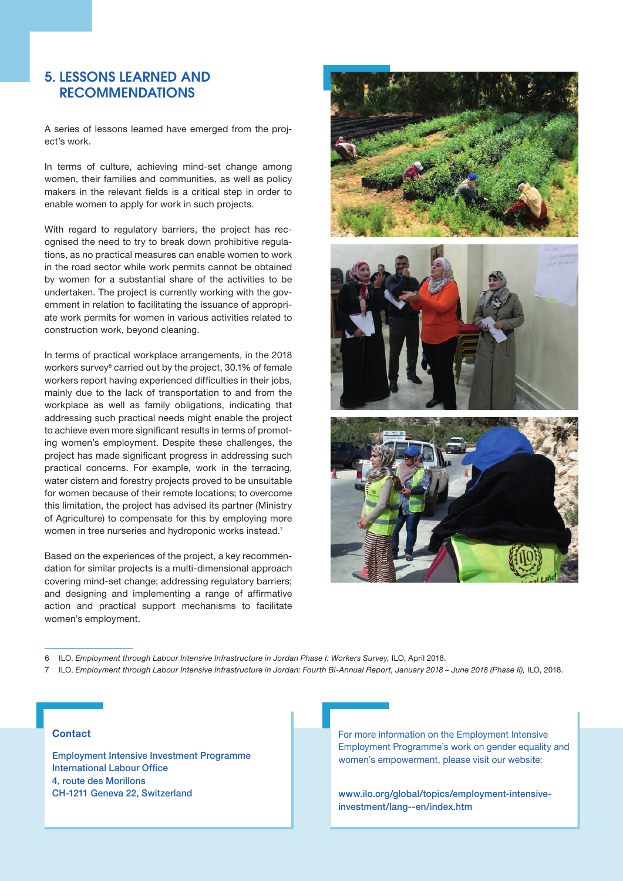## 5. LESSONS LEARNED AND RECOMMENDATIONS

A series of lessons learned have emerged from the project's work.

In terms of culture, achieving mind-set change among women, their families and communities, as well as policy makers in the relevant fields is a critical step in order to enable women to apply for work in such projects.

With regard to regulatory barriers, the project has recognised the need to try to break down prohibitive regulations, as no practical measures can enable women to work in the road sector while work permits cannot be obtained by women for a substantial share of the activities to be undertaken. The project is currently working with the government in relation to facilitating the issuance of appropriate work permits for women in various activities related to construction work, beyond cleaning.

In terms of practical workplace arrangements, in the 2018 workers survey[6] carried out by the project, 30.1% of female workers report having experienced difficulties in their jobs, mainly due to the lack of transportation to and from the workplace as well as family obligations, indicating that addressing such practical needs might enable the project to achieve even more significant results in terms of promoting women's employment. Despite these challenges, the project has made significant progress in addressing such practical concerns. For example, work in the terracing, water cistern and forestry projects proved to be unsuitable for women because of their remote locations; to overcome this limitation, the project has advised its partner (Ministry of Agriculture) to compensate for this by employing more women in tree nurseries and hydroponic works instead.[7]

Based on the experiences of the project, a key recommendation for similar projects is a multi-dimensional approach covering mind-set change; addressing regulatory barriers; and designing and implementing a range of affirmative action and practical support mechanisms to facilitate women's employment.

---

6 ILO, *Employment through Labour Intensive Infrastructure in Jordan Phase I: Workers Survey,* ILO, April 2018.

7 ILO, *Employment through Labour Intensive Infrastructure in Jordan: Fourth Bi-Annual Report, January 2018 – June 2018 (Phase II),* ILO, 2018.

**Contact**

Employment Intensive Investment Programme
International Labour Office
4, route des Morillons
CH-1211 Geneva 22, Switzerland

For more information on the Employment Intensive Employment Programme's work on gender equality and women's empowerment, please visit our website:

www.ilo.org/global/topics/employment-intensive-investment/lang--en/index.htm